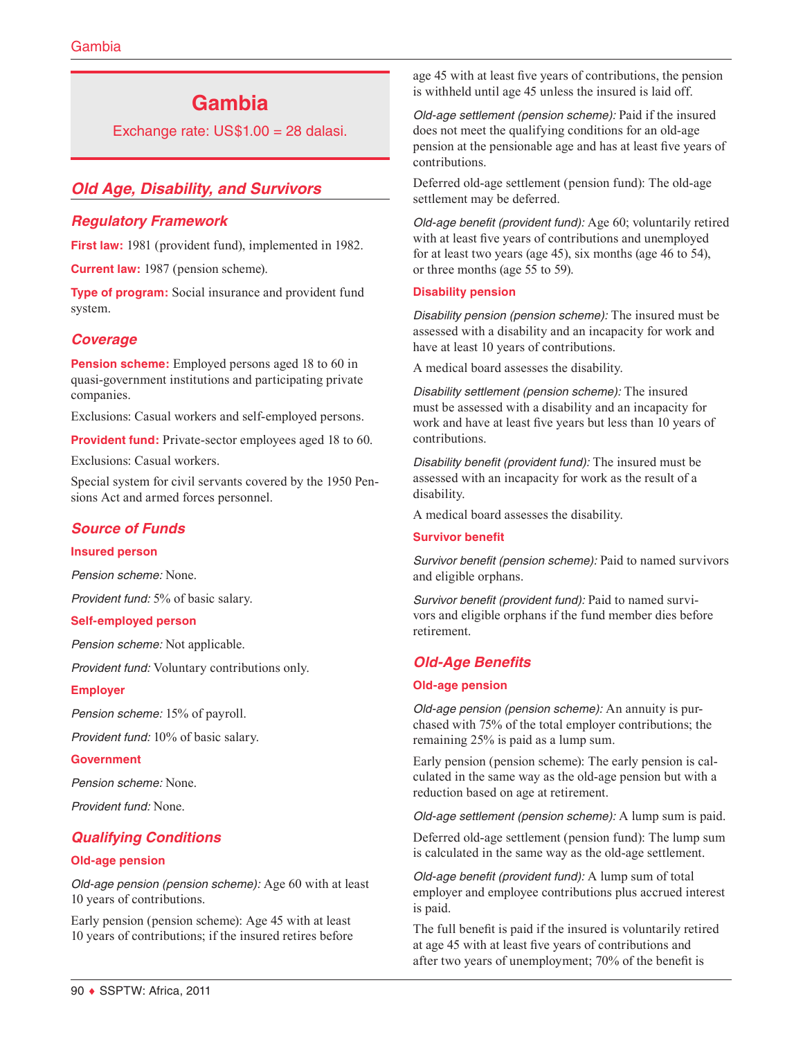# Gambia

Exchange rate: US$1.00 = 28 dalasi.

## Old Age, Disability, and Survivors

### Regulatory Framework

**First law:** 1981 (provident fund), implemented in 1982.

**Current law:** 1987 (pension scheme).

**Type of program:** Social insurance and provident fund system.

### Coverage

**Pension scheme:** Employed persons aged 18 to 60 in quasi-government institutions and participating private companies.

Exclusions: Casual workers and self-employed persons.

**Provident fund:** Private-sector employees aged 18 to 60.

Exclusions: Casual workers.

Special system for civil servants covered by the 1950 Pensions Act and armed forces personnel.

### Source of Funds

#### Insured person

*Pension scheme:* None.

*Provident fund:* 5% of basic salary.

#### Self-employed person

*Pension scheme:* Not applicable.

*Provident fund:* Voluntary contributions only.

#### Employer

*Pension scheme:* 15% of payroll.

*Provident fund:* 10% of basic salary.

#### Government

*Pension scheme:* None.

*Provident fund:* None.

### Qualifying Conditions

#### Old-age pension

*Old-age pension (pension scheme):* Age 60 with at least 10 years of contributions.

Early pension (pension scheme): Age 45 with at least 10 years of contributions; if the insured retires before age 45 with at least five years of contributions, the pension is withheld until age 45 unless the insured is laid off.

*Old-age settlement (pension scheme):* Paid if the insured does not meet the qualifying conditions for an old-age pension at the pensionable age and has at least five years of contributions.

Deferred old-age settlement (pension fund): The old-age settlement may be deferred.

*Old-age benefit (provident fund):* Age 60; voluntarily retired with at least five years of contributions and unemployed for at least two years (age 45), six months (age 46 to 54), or three months (age 55 to 59).

#### Disability pension

*Disability pension (pension scheme):* The insured must be assessed with a disability and an incapacity for work and have at least 10 years of contributions.

A medical board assesses the disability.

*Disability settlement (pension scheme):* The insured must be assessed with a disability and an incapacity for work and have at least five years but less than 10 years of contributions.

*Disability benefit (provident fund):* The insured must be assessed with an incapacity for work as the result of a disability.

A medical board assesses the disability.

#### Survivor benefit

*Survivor benefit (pension scheme):* Paid to named survivors and eligible orphans.

*Survivor benefit (provident fund):* Paid to named survivors and eligible orphans if the fund member dies before retirement.

### Old-Age Benefits

#### Old-age pension

*Old-age pension (pension scheme):* An annuity is purchased with 75% of the total employer contributions; the remaining 25% is paid as a lump sum.

Early pension (pension scheme): The early pension is calculated in the same way as the old-age pension but with a reduction based on age at retirement.

*Old-age settlement (pension scheme):* A lump sum is paid.

Deferred old-age settlement (pension fund): The lump sum is calculated in the same way as the old-age settlement.

*Old-age benefit (provident fund):* A lump sum of total employer and employee contributions plus accrued interest is paid.

The full benefit is paid if the insured is voluntarily retired at age 45 with at least five years of contributions and after two years of unemployment; 70% of the benefit is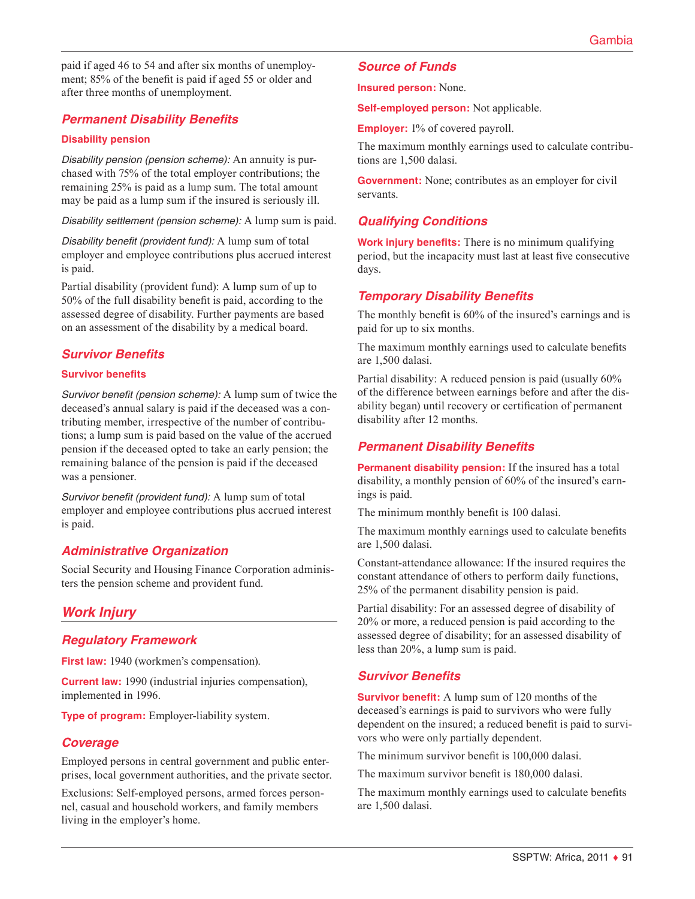paid if aged 46 to 54 and after six months of unemployment; 85% of the benefit is paid if aged 55 or older and after three months of unemployment.

### Permanent Disability Benefits

**Disability pension**

*Disability pension (pension scheme):* An annuity is purchased with 75% of the total employer contributions; the remaining 25% is paid as a lump sum. The total amount may be paid as a lump sum if the insured is seriously ill.

*Disability settlement (pension scheme):* A lump sum is paid.

*Disability benefit (provident fund):* A lump sum of total employer and employee contributions plus accrued interest is paid.

Partial disability (provident fund): A lump sum of up to 50% of the full disability benefit is paid, according to the assessed degree of disability. Further payments are based on an assessment of the disability by a medical board.

### Survivor Benefits

**Survivor benefits**

*Survivor benefit (pension scheme):* A lump sum of twice the deceased's annual salary is paid if the deceased was a contributing member, irrespective of the number of contributions; a lump sum is paid based on the value of the accrued pension if the deceased opted to take an early pension; the remaining balance of the pension is paid if the deceased was a pensioner.

*Survivor benefit (provident fund):* A lump sum of total employer and employee contributions plus accrued interest is paid.

### Administrative Organization

Social Security and Housing Finance Corporation administers the pension scheme and provident fund.

## Work Injury

### Regulatory Framework

**First law:** 1940 (workmen's compensation).

**Current law:** 1990 (industrial injuries compensation), implemented in 1996.

**Type of program:** Employer-liability system.

### Coverage

Employed persons in central government and public enterprises, local government authorities, and the private sector.

Exclusions: Self-employed persons, armed forces personnel, casual and household workers, and family members living in the employer's home.

### Source of Funds

**Insured person:** None.

**Self-employed person:** Not applicable.

**Employer:** 1% of covered payroll.

The maximum monthly earnings used to calculate contributions are 1,500 dalasi.

**Government:** None; contributes as an employer for civil servants.

### Qualifying Conditions

**Work injury benefits:** There is no minimum qualifying period, but the incapacity must last at least five consecutive days.

### Temporary Disability Benefits

The monthly benefit is 60% of the insured's earnings and is paid for up to six months.

The maximum monthly earnings used to calculate benefits are 1,500 dalasi.

Partial disability: A reduced pension is paid (usually 60% of the difference between earnings before and after the disability began) until recovery or certification of permanent disability after 12 months.

### Permanent Disability Benefits

**Permanent disability pension:** If the insured has a total disability, a monthly pension of 60% of the insured's earnings is paid.

The minimum monthly benefit is 100 dalasi.

The maximum monthly earnings used to calculate benefits are 1,500 dalasi.

Constant-attendance allowance: If the insured requires the constant attendance of others to perform daily functions, 25% of the permanent disability pension is paid.

Partial disability: For an assessed degree of disability of 20% or more, a reduced pension is paid according to the assessed degree of disability; for an assessed disability of less than 20%, a lump sum is paid.

### Survivor Benefits

**Survivor benefit:** A lump sum of 120 months of the deceased's earnings is paid to survivors who were fully dependent on the insured; a reduced benefit is paid to survivors who were only partially dependent.

The minimum survivor benefit is 100,000 dalasi.

The maximum survivor benefit is 180,000 dalasi.

The maximum monthly earnings used to calculate benefits are 1,500 dalasi.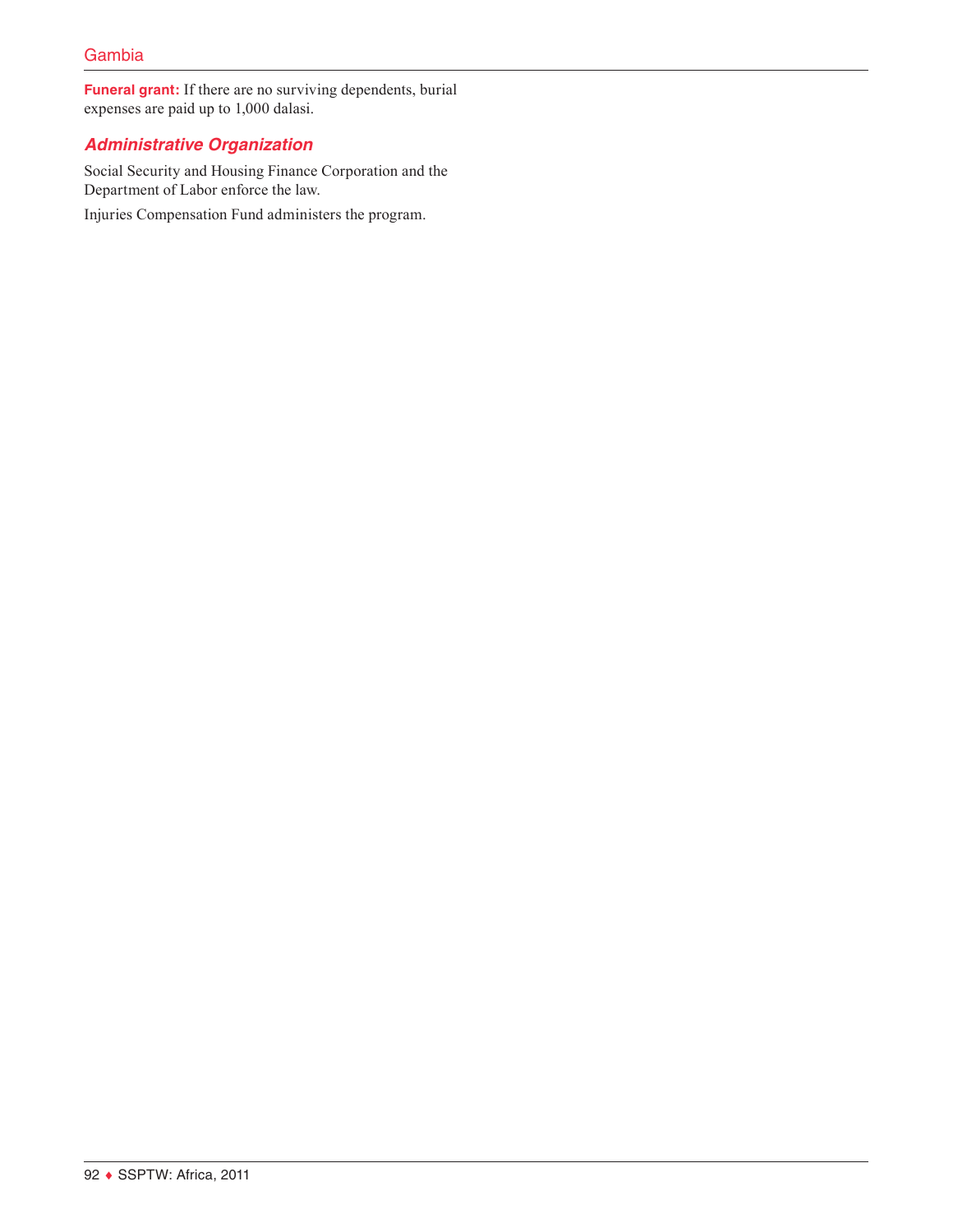**Funeral grant:** If there are no surviving dependents, burial expenses are paid up to 1,000 dalasi.

### *Administrative Organization*

Social Security and Housing Finance Corporation and the Department of Labor enforce the law.

Injuries Compensation Fund administers the program.